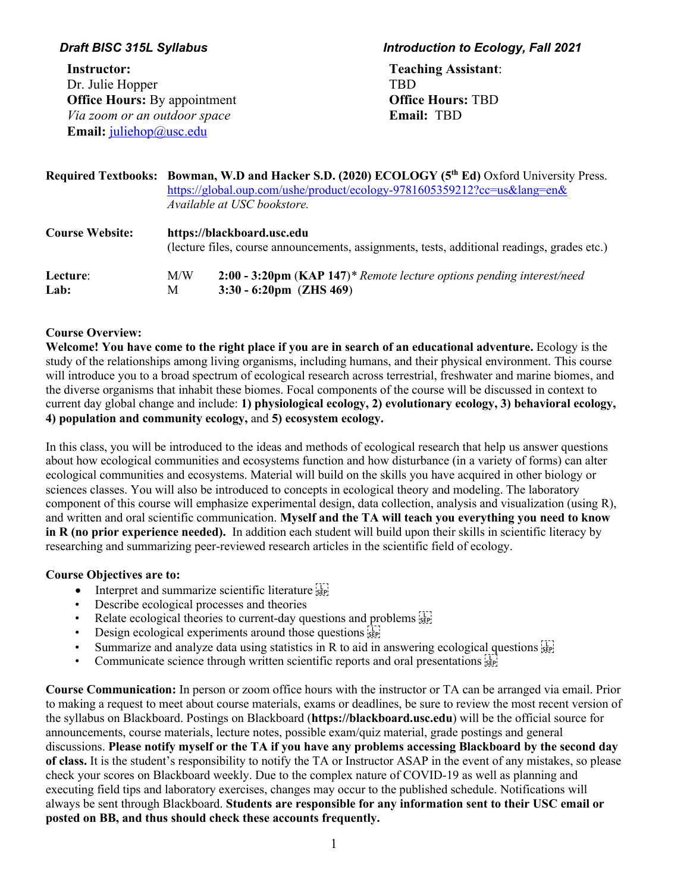*Draft BISC 315L Syllabus*

*Introduction to Ecology, Fall 2021*

**Instructor:**
Dr. Julie Hopper
**Office Hours:** By appointment
*Via zoom or an outdoor space*
**Email:** juliehop@usc.edu

**Teaching Assistant**:
TBD
**Office Hours:** TBD
**Email:** TBD

**Required Textbooks:** **Bowman, W.D and Hacker S.D. (2020) ECOLOGY (5th Ed)** Oxford University Press.
https://global.oup.com/ushe/product/ecology-9781605359212?cc=us&lang=en&
*Available at USC bookstore.*

**Course Website:** **https://blackboard.usc.edu**
(lecture files, course announcements, assignments, tests, additional readings, grades etc.)

**Lecture**: M/W **2:00 - 3:20pm** (**KAP 147**)* *Remote lecture options pending interest/need*
**Lab:** M **3:30 - 6:20pm** (**ZHS 469**)

**Course Overview:**

**Welcome! You have come to the right place if you are in search of an educational adventure.** Ecology is the study of the relationships among living organisms, including humans, and their physical environment. This course will introduce you to a broad spectrum of ecological research across terrestrial, freshwater and marine biomes, and the diverse organisms that inhabit these biomes. Focal components of the course will be discussed in context to current day global change and include: **1) physiological ecology, 2) evolutionary ecology, 3) behavioral ecology, 4) population and community ecology,** and **5) ecosystem ecology.**

In this class, you will be introduced to the ideas and methods of ecological research that help us answer questions about how ecological communities and ecosystems function and how disturbance (in a variety of forms) can alter ecological communities and ecosystems. Material will build on the skills you have acquired in other biology or sciences classes. You will also be introduced to concepts in ecological theory and modeling. The laboratory component of this course will emphasize experimental design, data collection, analysis and visualization (using R), and written and oral scientific communication. **Myself and the TA will teach you everything you need to know in R (no prior experience needed).** In addition each student will build upon their skills in scientific literacy by researching and summarizing peer-reviewed research articles in the scientific field of ecology.

**Course Objectives are to:**

- Interpret and summarize scientific literature
- Describe ecological processes and theories
- Relate ecological theories to current-day questions and problems
- Design ecological experiments around those questions
- Summarize and analyze data using statistics in R to aid in answering ecological questions
- Communicate science through written scientific reports and oral presentations

**Course Communication:** In person or zoom office hours with the instructor or TA can be arranged via email. Prior to making a request to meet about course materials, exams or deadlines, be sure to review the most recent version of the syllabus on Blackboard. Postings on Blackboard (**https://blackboard.usc.edu**) will be the official source for announcements, course materials, lecture notes, possible exam/quiz material, grade postings and general discussions. **Please notify myself or the TA if you have any problems accessing Blackboard by the second day of class.** It is the student's responsibility to notify the TA or Instructor ASAP in the event of any mistakes, so please check your scores on Blackboard weekly. Due to the complex nature of COVID-19 as well as planning and executing field tips and laboratory exercises, changes may occur to the published schedule. Notifications will always be sent through Blackboard. **Students are responsible for any information sent to their USC email or posted on BB, and thus should check these accounts frequently.**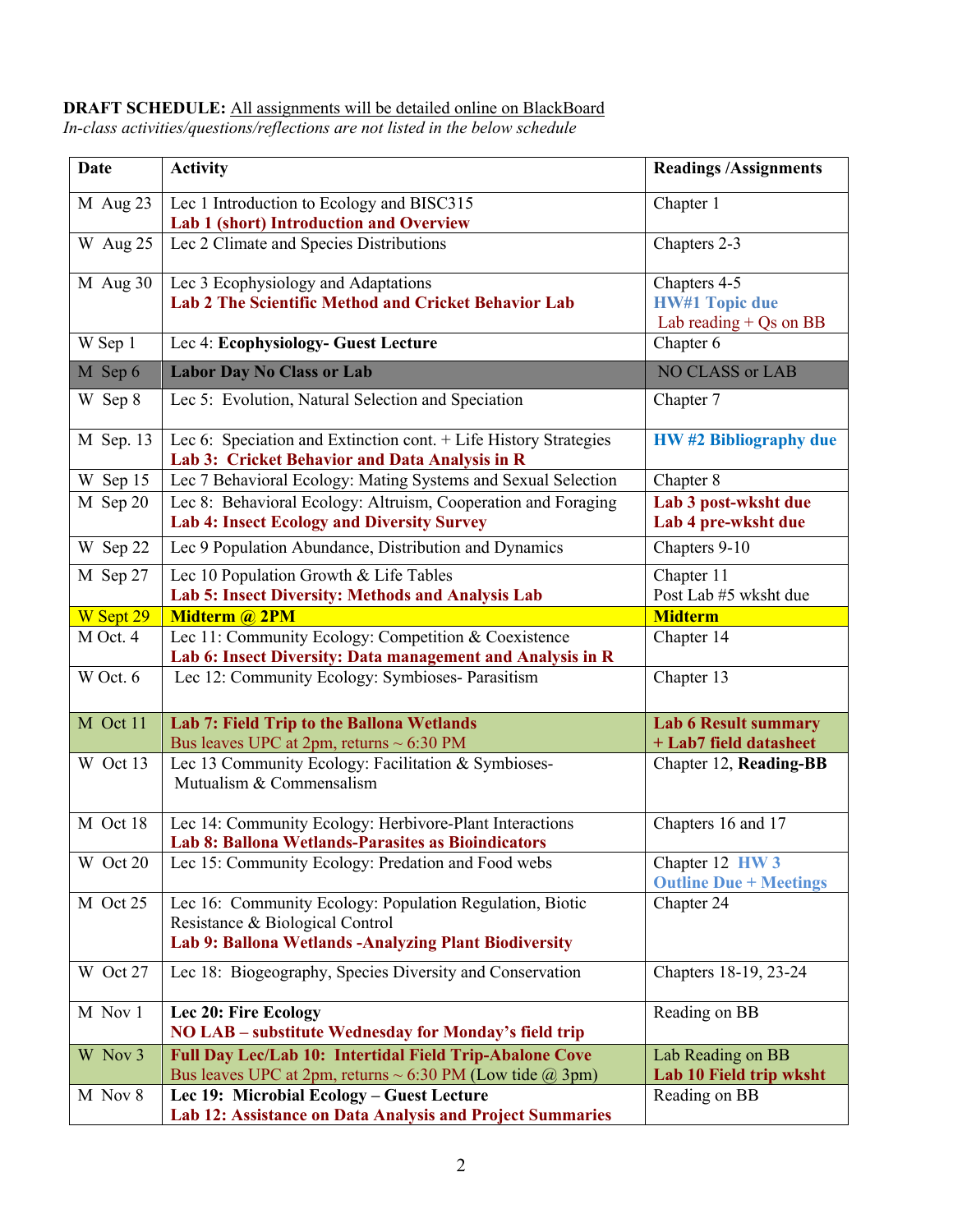**DRAFT SCHEDULE:** All assignments will be detailed online on BlackBoard
*In-class activities/questions/reflections are not listed in the below schedule*

| Date | Activity | Readings /Assignments |
|---|---|---|
| M Aug 23 | Lec 1 Introduction to Ecology and BISC315<br>**Lab 1 (short) Introduction and Overview** | Chapter 1 |
| W Aug 25 | Lec 2 Climate and Species Distributions | Chapters 2-3 |
| M Aug 30 | Lec 3 Ecophysiology and Adaptations<br>**Lab 2 The Scientific Method and Cricket Behavior Lab** | Chapters 4-5<br>**HW#1 Topic due**<br>Lab reading + Qs on BB |
| W Sep 1 | Lec 4: **Ecophysiology- Guest Lecture** | Chapter 6 |
| M Sep 6 | **Labor Day No Class or Lab** | NO CLASS or LAB |
| W Sep 8 | Lec 5: Evolution, Natural Selection and Speciation | Chapter 7 |
| M Sep. 13 | Lec 6: Speciation and Extinction cont. + Life History Strategies<br>**Lab 3: Cricket Behavior and Data Analysis in R** | **HW #2 Bibliography due** |
| W Sep 15 | Lec 7 Behavioral Ecology: Mating Systems and Sexual Selection | Chapter 8 |
| M Sep 20 | Lec 8: Behavioral Ecology: Altruism, Cooperation and Foraging<br>**Lab 4: Insect Ecology and Diversity Survey** | **Lab 3 post-wksht due**<br>**Lab 4 pre-wksht due** |
| W Sep 22 | Lec 9 Population Abundance, Distribution and Dynamics | Chapters 9-10 |
| M Sep 27 | Lec 10 Population Growth & Life Tables<br>**Lab 5: Insect Diversity: Methods and Analysis Lab** | Chapter 11<br>Post Lab #5 wksht due |
| W Sept 29 | **Midterm @ 2PM** | **Midterm** |
| M Oct. 4 | Lec 11: Community Ecology: Competition & Coexistence<br>**Lab 6: Insect Diversity: Data management and Analysis in R** | Chapter 14 |
| W Oct. 6 | Lec 12: Community Ecology: Symbioses- Parasitism | Chapter 13 |
| M Oct 11 | **Lab 7: Field Trip to the Ballona Wetlands**<br>Bus leaves UPC at 2pm, returns ~ 6:30 PM | **Lab 6 Result summary + Lab7 field datasheet** |
| W Oct 13 | Lec 13 Community Ecology: Facilitation & Symbioses- Mutualism & Commensalism | Chapter 12, **Reading-BB** |
| M Oct 18 | Lec 14: Community Ecology: Herbivore-Plant Interactions<br>**Lab 8: Ballona Wetlands-Parasites as Bioindicators** | Chapters 16 and 17 |
| W Oct 20 | Lec 15: Community Ecology: Predation and Food webs | Chapter 12 **HW 3 Outline Due + Meetings** |
| M Oct 25 | Lec 16: Community Ecology: Population Regulation, Biotic Resistance & Biological Control<br>**Lab 9: Ballona Wetlands -Analyzing Plant Biodiversity** | Chapter 24 |
| W Oct 27 | Lec 18: Biogeography, Species Diversity and Conservation | Chapters 18-19, 23-24 |
| M Nov 1 | **Lec 20: Fire Ecology**<br>**NO LAB – substitute Wednesday for Monday's field trip** | Reading on BB |
| W Nov 3 | **Full Day Lec/Lab 10: Intertidal Field Trip-Abalone Cove**<br>Bus leaves UPC at 2pm, returns ~ 6:30 PM (Low tide @ 3pm) | Lab Reading on BB<br>**Lab 10 Field trip wksht** |
| M Nov 8 | **Lec 19: Microbial Ecology – Guest Lecture**<br>**Lab 12: Assistance on Data Analysis and Project Summaries** | Reading on BB |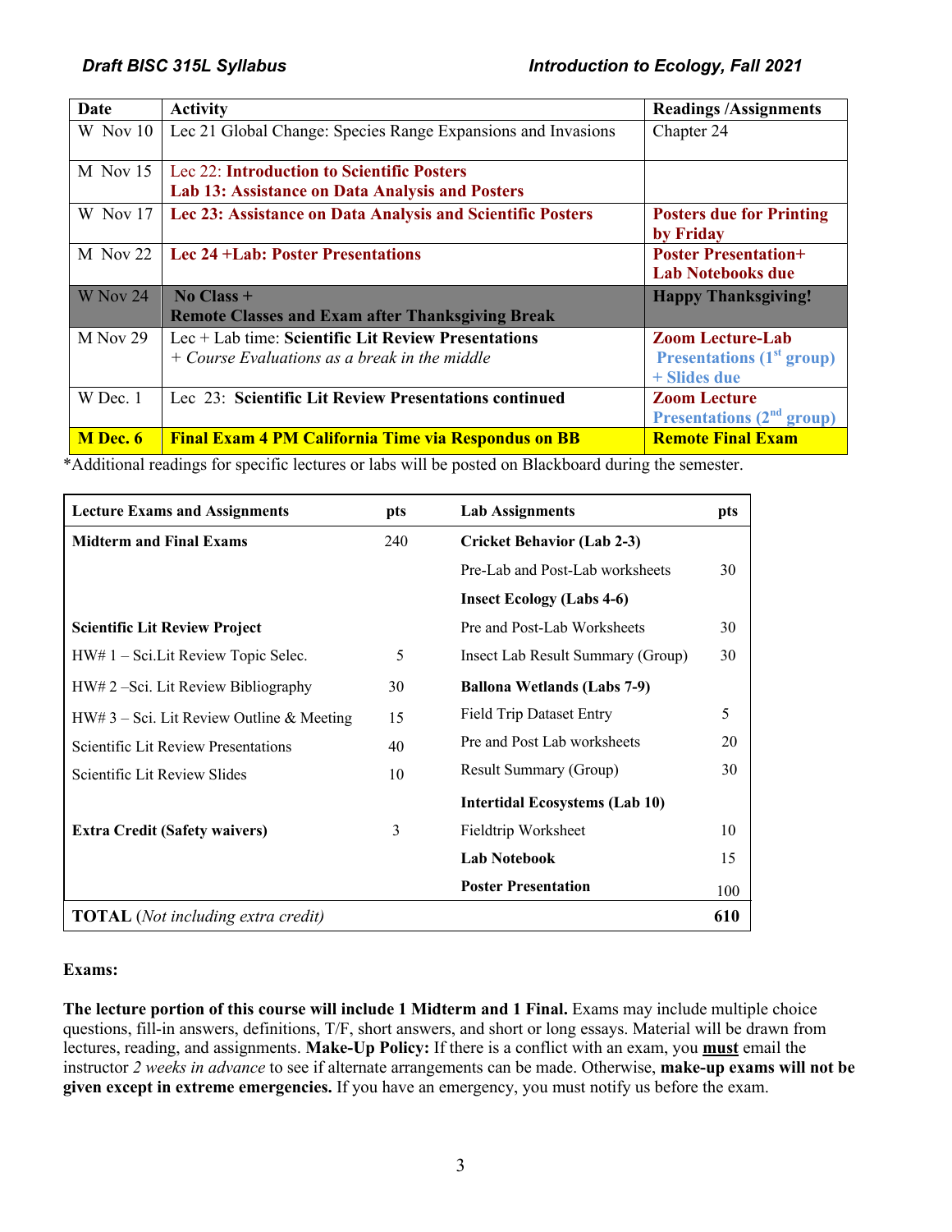| Date | Activity | Readings /Assignments |
| --- | --- | --- |
| W Nov 10 | Lec 21 Global Change: Species Range Expansions and Invasions | Chapter 24 |
| M Nov 15 | Lec 22: **Introduction to Scientific Posters** **Lab 13: Assistance on Data Analysis and Posters** | |
| W Nov 17 | **Lec 23: Assistance on Data Analysis and Scientific Posters** | **Posters due for Printing by Friday** |
| M Nov 22 | **Lec 24 +Lab: Poster Presentations** | **Poster Presentation+ Lab Notebooks due** |
| W Nov 24 | **No Class + Remote Classes and Exam after Thanksgiving Break** | **Happy Thanksgiving!** |
| M Nov 29 | Lec + Lab time: **Scientific Lit Review Presentations** *+ Course Evaluations as a break in the middle* | **Zoom Lecture-Lab Presentations (1st group) + Slides due** |
| W Dec. 1 | Lec 23: **Scientific Lit Review Presentations continued** | **Zoom Lecture Presentations (2nd group)** |
| **M Dec. 6** | **Final Exam 4 PM California Time via Respondus on BB** | **Remote Final Exam** |

*Additional readings for specific lectures or labs will be posted on Blackboard during the semester.

| Lecture Exams and Assignments | pts | Lab Assignments | pts |
| --- | --- | --- | --- |
| **Midterm and Final Exams** | 240 | **Cricket Behavior (Lab 2-3)** | |
| | | Pre-Lab and Post-Lab worksheets | 30 |
| | | **Insect Ecology (Labs 4-6)** | |
| **Scientific Lit Review Project** | | Pre and Post-Lab Worksheets | 30 |
| HW# 1 – Sci.Lit Review Topic Selec. | 5 | Insect Lab Result Summary (Group) | 30 |
| HW# 2 –Sci. Lit Review Bibliography | 30 | **Ballona Wetlands (Labs 7-9)** | |
| HW# 3 – Sci. Lit Review Outline & Meeting | 15 | Field Trip Dataset Entry | 5 |
| Scientific Lit Review Presentations | 40 | Pre and Post Lab worksheets | 20 |
| Scientific Lit Review Slides | 10 | Result Summary (Group) | 30 |
| | | **Intertidal Ecosystems (Lab 10)** | |
| **Extra Credit (Safety waivers)** | 3 | Fieldtrip Worksheet | 10 |
| | | **Lab Notebook** | 15 |
| | | **Poster Presentation** | 100 |
| **TOTAL** (*Not including extra credit*) | | | **610** |

**Exams:**

**The lecture portion of this course will include 1 Midterm and 1 Final.** Exams may include multiple choice questions, fill-in answers, definitions, T/F, short answers, and short or long essays. Material will be drawn from lectures, reading, and assignments. **Make-Up Policy:** If there is a conflict with an exam, you **must** email the instructor *2 weeks in advance* to see if alternate arrangements can be made. Otherwise, **make-up exams will not be given except in extreme emergencies.** If you have an emergency, you must notify us before the exam.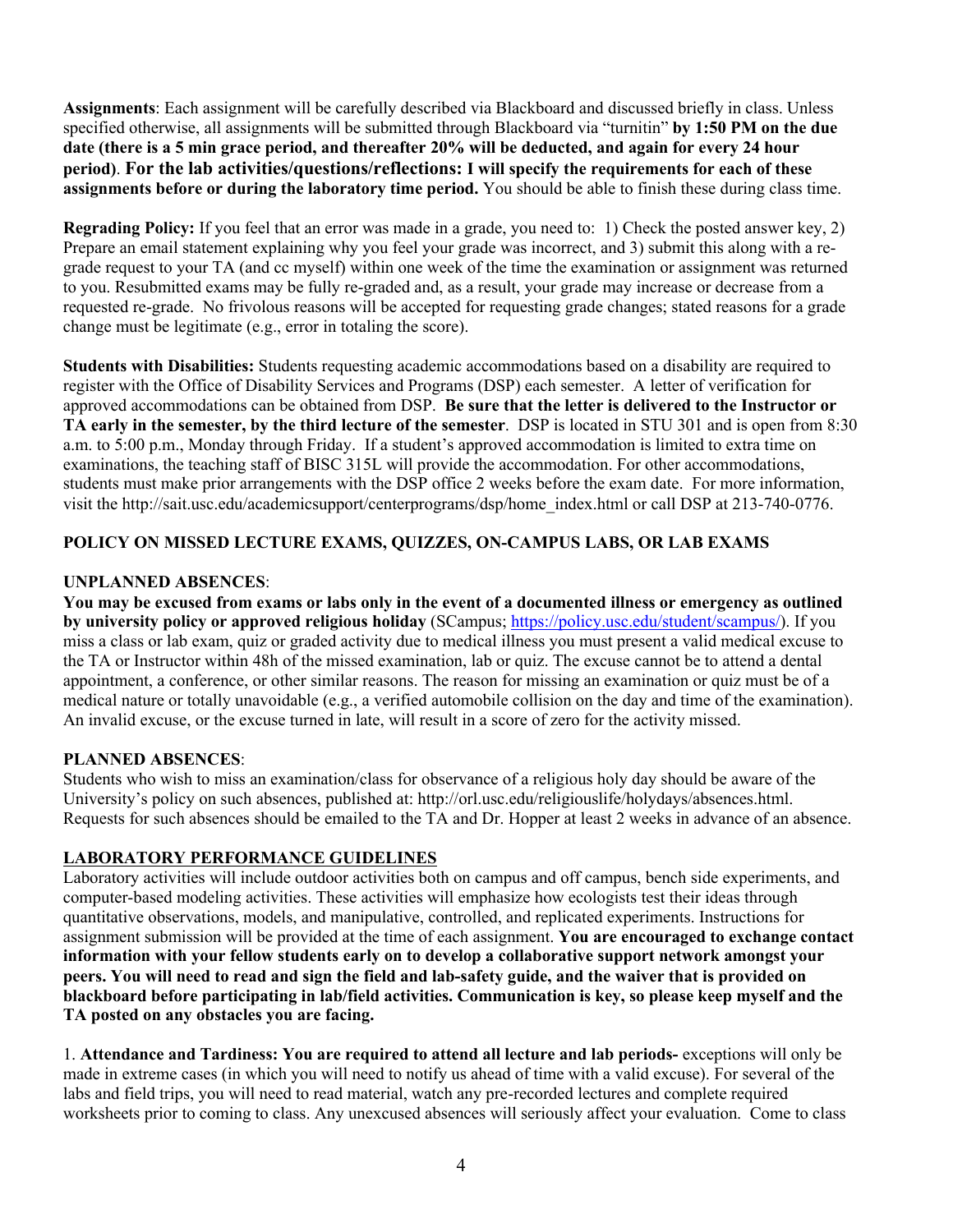**Assignments**: Each assignment will be carefully described via Blackboard and discussed briefly in class. Unless specified otherwise, all assignments will be submitted through Blackboard via "turnitin" **by 1:50 PM on the due date (there is a 5 min grace period, and thereafter 20% will be deducted, and again for every 24 hour period)**. **For the lab activities/questions/reflections: I will specify the requirements for each of these assignments before or during the laboratory time period.** You should be able to finish these during class time.

**Regrading Policy:** If you feel that an error was made in a grade, you need to: 1) Check the posted answer key, 2) Prepare an email statement explaining why you feel your grade was incorrect, and 3) submit this along with a re-grade request to your TA (and cc myself) within one week of the time the examination or assignment was returned to you. Resubmitted exams may be fully re-graded and, as a result, your grade may increase or decrease from a requested re-grade. No frivolous reasons will be accepted for requesting grade changes; stated reasons for a grade change must be legitimate (e.g., error in totaling the score).

**Students with Disabilities:** Students requesting academic accommodations based on a disability are required to register with the Office of Disability Services and Programs (DSP) each semester. A letter of verification for approved accommodations can be obtained from DSP. **Be sure that the letter is delivered to the Instructor or TA early in the semester, by the third lecture of the semester**. DSP is located in STU 301 and is open from 8:30 a.m. to 5:00 p.m., Monday through Friday. If a student's approved accommodation is limited to extra time on examinations, the teaching staff of BISC 315L will provide the accommodation. For other accommodations, students must make prior arrangements with the DSP office 2 weeks before the exam date. For more information, visit the http://sait.usc.edu/academicsupport/centerprograms/dsp/home_index.html or call DSP at 213-740-0776.

**POLICY ON MISSED LECTURE EXAMS, QUIZZES, ON-CAMPUS LABS, OR LAB EXAMS**

**UNPLANNED ABSENCES**:

**You may be excused from exams or labs only in the event of a documented illness or emergency as outlined by university policy or approved religious holiday** (SCampus; https://policy.usc.edu/student/scampus/). If you miss a class or lab exam, quiz or graded activity due to medical illness you must present a valid medical excuse to the TA or Instructor within 48h of the missed examination, lab or quiz. The excuse cannot be to attend a dental appointment, a conference, or other similar reasons. The reason for missing an examination or quiz must be of a medical nature or totally unavoidable (e.g., a verified automobile collision on the day and time of the examination). An invalid excuse, or the excuse turned in late, will result in a score of zero for the activity missed.

**PLANNED ABSENCES**:

Students who wish to miss an examination/class for observance of a religious holy day should be aware of the University's policy on such absences, published at: http://orl.usc.edu/religiouslife/holydays/absences.html. Requests for such absences should be emailed to the TA and Dr. Hopper at least 2 weeks in advance of an absence.

**LABORATORY PERFORMANCE GUIDELINES**

Laboratory activities will include outdoor activities both on campus and off campus, bench side experiments, and computer-based modeling activities. These activities will emphasize how ecologists test their ideas through quantitative observations, models, and manipulative, controlled, and replicated experiments. Instructions for assignment submission will be provided at the time of each assignment. **You are encouraged to exchange contact information with your fellow students early on to develop a collaborative support network amongst your peers. You will need to read and sign the field and lab-safety guide, and the waiver that is provided on blackboard before participating in lab/field activities. Communication is key, so please keep myself and the TA posted on any obstacles you are facing.**

1. **Attendance and Tardiness: You are required to attend all lecture and lab periods-** exceptions will only be made in extreme cases (in which you will need to notify us ahead of time with a valid excuse). For several of the labs and field trips, you will need to read material, watch any pre-recorded lectures and complete required worksheets prior to coming to class. Any unexcused absences will seriously affect your evaluation. Come to class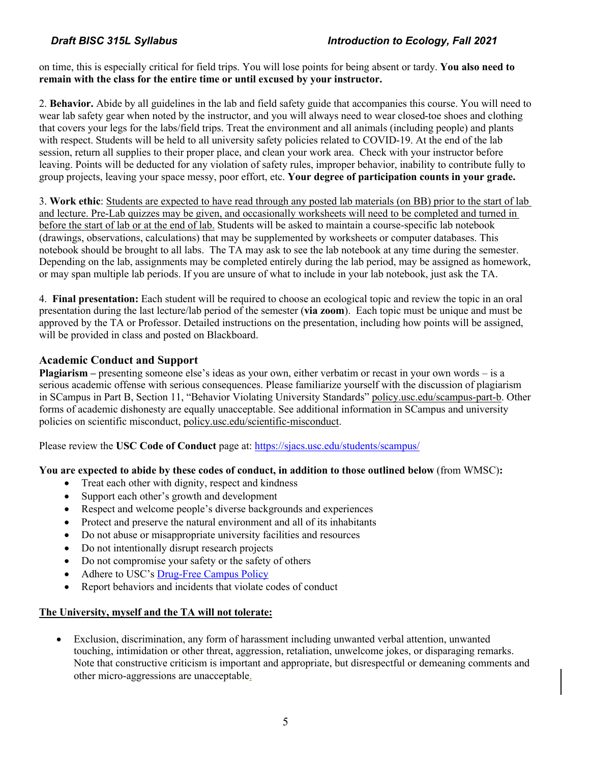on time, this is especially critical for field trips. You will lose points for being absent or tardy. **You also need to remain with the class for the entire time or until excused by your instructor.**

2. **Behavior.** Abide by all guidelines in the lab and field safety guide that accompanies this course. You will need to wear lab safety gear when noted by the instructor, and you will always need to wear closed-toe shoes and clothing that covers your legs for the labs/field trips. Treat the environment and all animals (including people) and plants with respect. Students will be held to all university safety policies related to COVID-19. At the end of the lab session, return all supplies to their proper place, and clean your work area. Check with your instructor before leaving. Points will be deducted for any violation of safety rules, improper behavior, inability to contribute fully to group projects, leaving your space messy, poor effort, etc. **Your degree of participation counts in your grade.**

3. **Work ethic**: Students are expected to have read through any posted lab materials (on BB) prior to the start of lab and lecture. Pre-Lab quizzes may be given, and occasionally worksheets will need to be completed and turned in before the start of lab or at the end of lab. Students will be asked to maintain a course-specific lab notebook (drawings, observations, calculations) that may be supplemented by worksheets or computer databases. This notebook should be brought to all labs. The TA may ask to see the lab notebook at any time during the semester. Depending on the lab, assignments may be completed entirely during the lab period, may be assigned as homework, or may span multiple lab periods. If you are unsure of what to include in your lab notebook, just ask the TA.

4. **Final presentation:** Each student will be required to choose an ecological topic and review the topic in an oral presentation during the last lecture/lab period of the semester (**via zoom**). Each topic must be unique and must be approved by the TA or Professor. Detailed instructions on the presentation, including how points will be assigned, will be provided in class and posted on Blackboard.

## Academic Conduct and Support

**Plagiarism –** presenting someone else's ideas as your own, either verbatim or recast in your own words – is a serious academic offense with serious consequences. Please familiarize yourself with the discussion of plagiarism in SCampus in Part B, Section 11, "Behavior Violating University Standards" policy.usc.edu/scampus-part-b. Other forms of academic dishonesty are equally unacceptable. See additional information in SCampus and university policies on scientific misconduct, policy.usc.edu/scientific-misconduct.

Please review the **USC Code of Conduct** page at: https://sjacs.usc.edu/students/scampus/

**You are expected to abide by these codes of conduct, in addition to those outlined below** (from WMSC)**:**

- Treat each other with dignity, respect and kindness
- Support each other's growth and development
- Respect and welcome people's diverse backgrounds and experiences
- Protect and preserve the natural environment and all of its inhabitants
- Do not abuse or misappropriate university facilities and resources
- Do not intentionally disrupt research projects
- Do not compromise your safety or the safety of others
- Adhere to USC's Drug-Free Campus Policy
- Report behaviors and incidents that violate codes of conduct

**The University, myself and the TA will not tolerate:**

- Exclusion, discrimination, any form of harassment including unwanted verbal attention, unwanted touching, intimidation or other threat, aggression, retaliation, unwelcome jokes, or disparaging remarks. Note that constructive criticism is important and appropriate, but disrespectful or demeaning comments and other micro-aggressions are unacceptable.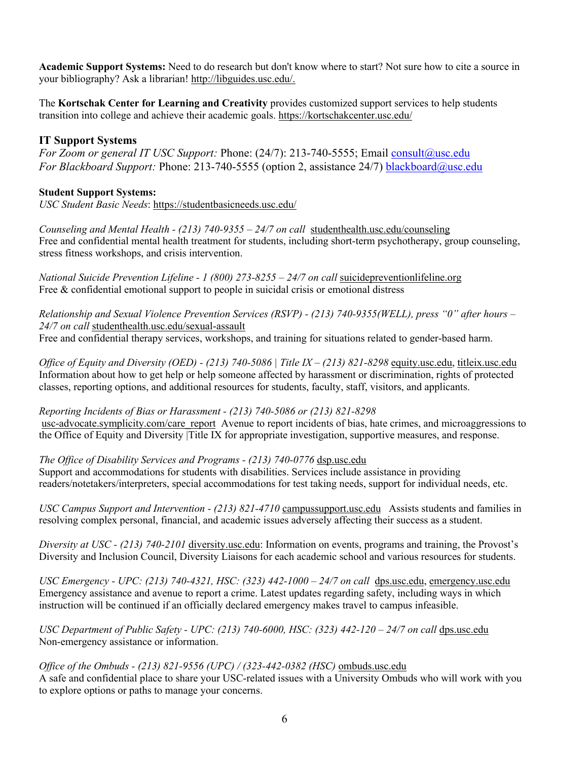**Academic Support Systems:** Need to do research but don't know where to start? Not sure how to cite a source in your bibliography? Ask a librarian! http://libguides.usc.edu/.

The **Kortschak Center for Learning and Creativity** provides customized support services to help students transition into college and achieve their academic goals. https://kortschakcenter.usc.edu/

### IT Support Systems

*For Zoom or general IT USC Support:* Phone: (24/7): 213-740-5555; Email consult@usc.edu
*For Blackboard Support:* Phone: 213-740-5555 (option 2, assistance 24/7) blackboard@usc.edu

**Student Support Systems:**
*USC Student Basic Needs*: https://studentbasicneeds.usc.edu/

*Counseling and Mental Health - (213) 740-9355 – 24/7 on call* studenthealth.usc.edu/counseling
Free and confidential mental health treatment for students, including short-term psychotherapy, group counseling, stress fitness workshops, and crisis intervention.

*National Suicide Prevention Lifeline - 1 (800) 273-8255 – 24/7 on call* suicidepreventionlifeline.org
Free & confidential emotional support to people in suicidal crisis or emotional distress

*Relationship and Sexual Violence Prevention Services (RSVP) - (213) 740-9355(WELL), press "0" after hours – 24/7 on call* studenthealth.usc.edu/sexual-assault
Free and confidential therapy services, workshops, and training for situations related to gender-based harm.

*Office of Equity and Diversity (OED) - (213) 740-5086 | Title IX – (213) 821-8298* equity.usc.edu, titleix.usc.edu
Information about how to get help or help someone affected by harassment or discrimination, rights of protected classes, reporting options, and additional resources for students, faculty, staff, visitors, and applicants.

*Reporting Incidents of Bias or Harassment - (213) 740-5086 or (213) 821-8298*
usc-advocate.symplicity.com/care_report Avenue to report incidents of bias, hate crimes, and microaggressions to the Office of Equity and Diversity |Title IX for appropriate investigation, supportive measures, and response.

*The Office of Disability Services and Programs - (213) 740-0776* dsp.usc.edu
Support and accommodations for students with disabilities. Services include assistance in providing readers/notetakers/interpreters, special accommodations for test taking needs, support for individual needs, etc.

*USC Campus Support and Intervention - (213) 821-4710* campussupport.usc.edu Assists students and families in resolving complex personal, financial, and academic issues adversely affecting their success as a student.

*Diversity at USC - (213) 740-2101* diversity.usc.edu: Information on events, programs and training, the Provost's Diversity and Inclusion Council, Diversity Liaisons for each academic school and various resources for students.

*USC Emergency - UPC: (213) 740-4321, HSC: (323) 442-1000 – 24/7 on call* dps.usc.edu, emergency.usc.edu
Emergency assistance and avenue to report a crime. Latest updates regarding safety, including ways in which instruction will be continued if an officially declared emergency makes travel to campus infeasible.

*USC Department of Public Safety - UPC: (213) 740-6000, HSC: (323) 442-120 – 24/7 on call* dps.usc.edu
Non-emergency assistance or information.

*Office of the Ombuds - (213) 821-9556 (UPC) / (323-442-0382 (HSC)* ombuds.usc.edu
A safe and confidential place to share your USC-related issues with a University Ombuds who will work with you to explore options or paths to manage your concerns.